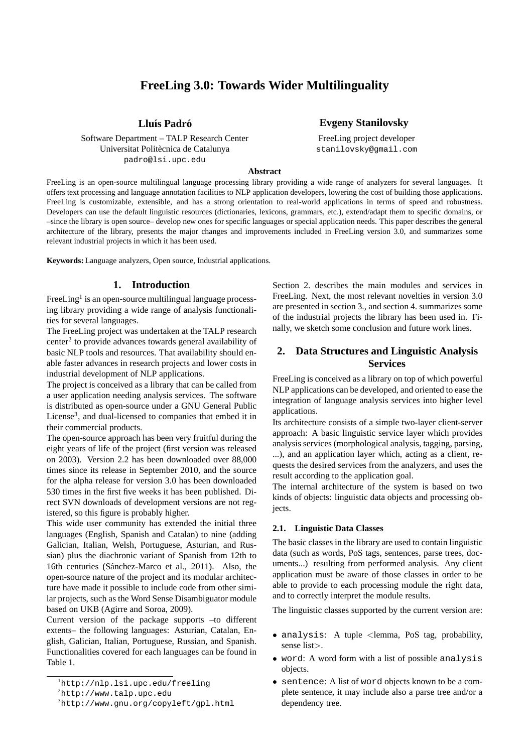# FreeLing 3.0: Towards Wider Multilinguality

**Lluís Padró**

Software Department – TALP Research Center
Universitat Politècnica de Catalunya
padro@lsi.upc.edu

**Evgeny Stanilovsky**

FreeLing project developer
stanilovsky@gmail.com

**Abstract**

FreeLing is an open-source multilingual language processing library providing a wide range of analyzers for several languages. It offers text processing and language annotation facilities to NLP application developers, lowering the cost of building those applications. FreeLing is customizable, extensible, and has a strong orientation to real-world applications in terms of speed and robustness. Developers can use the default linguistic resources (dictionaries, lexicons, grammars, etc.), extend/adapt them to specific domains, or –since the library is open source– develop new ones for specific languages or special application needs. This paper describes the general architecture of the library, presents the major changes and improvements included in FreeLing version 3.0, and summarizes some relevant industrial projects in which it has been used.

**Keywords:** Language analyzers, Open source, Industrial applications.

## 1. Introduction

FreeLing[1] is an open-source multilingual language processing library providing a wide range of analysis functionalities for several languages.

The FreeLing project was undertaken at the TALP research center[2] to provide advances towards general availability of basic NLP tools and resources. That availability should enable faster advances in research projects and lower costs in industrial development of NLP applications.

The project is conceived as a library that can be called from a user application needing analysis services. The software is distributed as open-source under a GNU General Public License[3], and dual-licensed to companies that embed it in their commercial products.

The open-source approach has been very fruitful during the eight years of life of the project (first version was released on 2003). Version 2.2 has been downloaded over 88,000 times since its release in September 2010, and the source for the alpha release for version 3.0 has been downloaded 530 times in the first five weeks it has been published. Direct SVN downloads of development versions are not registered, so this figure is probably higher.

This wide user community has extended the initial three languages (English, Spanish and Catalan) to nine (adding Galician, Italian, Welsh, Portuguese, Asturian, and Russian) plus the diachronic variant of Spanish from 12th to 16th centuries (Sánchez-Marco et al., 2011). Also, the open-source nature of the project and its modular architecture have made it possible to include code from other similar projects, such as the Word Sense Disambiguator module based on UKB (Agirre and Soroa, 2009).

Current version of the package supports –to different extents– the following languages: Asturian, Catalan, English, Galician, Italian, Portuguese, Russian, and Spanish. Functionalities covered for each languages can be found in Table 1.

Section 2. describes the main modules and services in FreeLing. Next, the most relevant novelties in version 3.0 are presented in section 3., and section 4. summarizes some of the industrial projects the library has been used in. Finally, we sketch some conclusion and future work lines.

[1] http://nlp.lsi.upc.edu/freeling

[2] http://www.talp.upc.edu

[3] http://www.gnu.org/copyleft/gpl.html

## 2. Data Structures and Linguistic Analysis Services

FreeLing is conceived as a library on top of which powerful NLP applications can be developed, and oriented to ease the integration of language analysis services into higher level applications.

Its architecture consists of a simple two-layer client-server approach: A basic linguistic service layer which provides analysis services (morphological analysis, tagging, parsing, ...), and an application layer which, acting as a client, requests the desired services from the analyzers, and uses the result according to the application goal.

The internal architecture of the system is based on two kinds of objects: linguistic data objects and processing objects.

### 2.1. Linguistic Data Classes

The basic classes in the library are used to contain linguistic data (such as words, PoS tags, sentences, parse trees, documents...) resulting from performed analysis. Any client application must be aware of those classes in order to be able to provide to each processing module the right data, and to correctly interpret the module results.

The linguistic classes supported by the current version are:

- `analysis`: A tuple <lemma, PoS tag, probability, sense list>.
- `word`: A word form with a list of possible `analysis` objects.
- `sentence`: A list of `word` objects known to be a complete sentence, it may include also a parse tree and/or a dependency tree.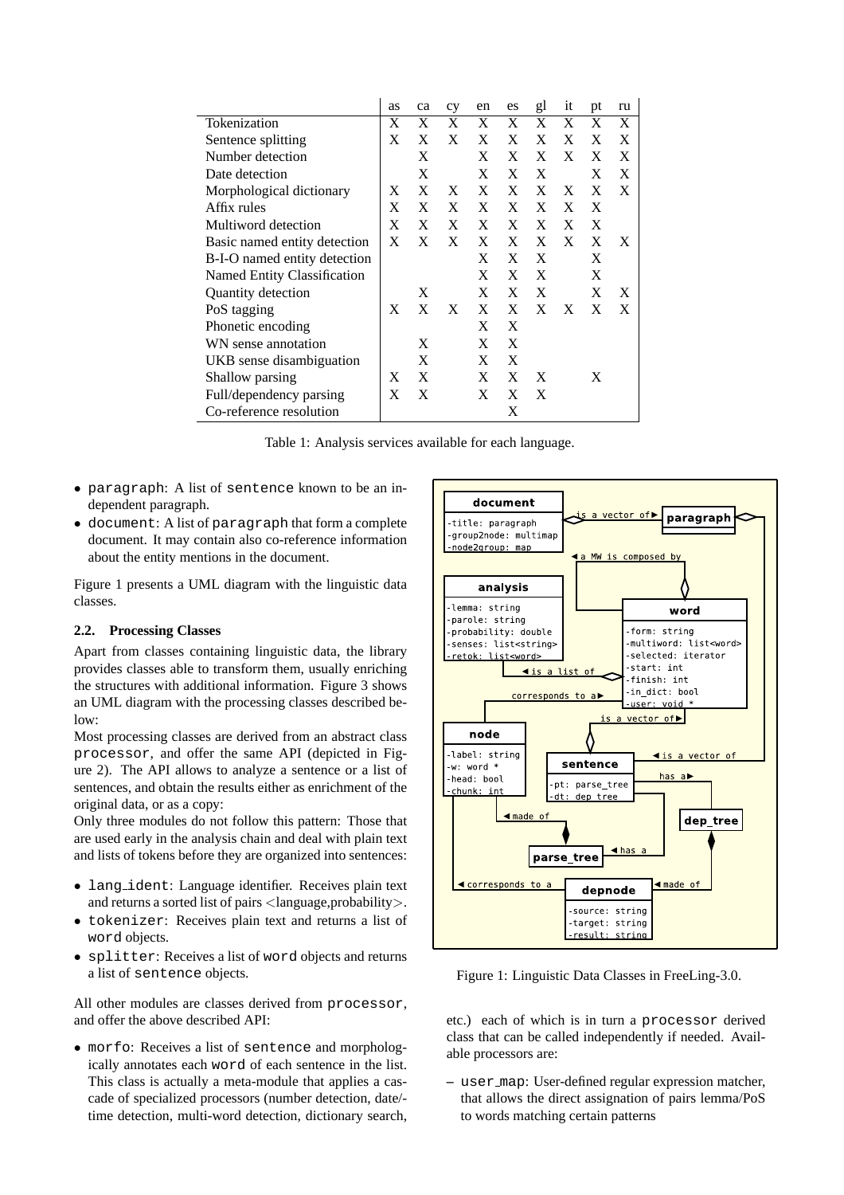|  | as | ca | cy | en | es | gl | it | pt | ru |
|---|---|---|---|---|---|---|---|---|---|
| Tokenization | X | X | X | X | X | X | X | X | X |
| Sentence splitting | X | X | X | X | X | X | X | X | X |
| Number detection |  | X |  | X | X | X | X | X | X |
| Date detection |  | X |  | X | X | X |  | X | X |
| Morphological dictionary | X | X | X | X | X | X | X | X | X |
| Affix rules | X | X | X | X | X | X | X | X |  |
| Multiword detection | X | X | X | X | X | X | X | X |  |
| Basic named entity detection | X | X | X | X | X | X | X | X | X |
| B-I-O named entity detection |  |  |  | X | X | X |  | X |  |
| Named Entity Classification |  |  |  | X | X | X |  | X |  |
| Quantity detection |  | X |  | X | X | X |  | X | X |
| PoS tagging | X | X | X | X | X | X | X | X | X |
| Phonetic encoding |  |  |  | X | X |  |  |  |  |
| WN sense annotation |  | X |  | X | X |  |  |  |  |
| UKB sense disambiguation |  | X |  | X | X |  |  |  |  |
| Shallow parsing | X | X |  | X | X | X |  | X |  |
| Full/dependency parsing | X | X |  | X | X | X |  |  |  |
| Co-reference resolution |  |  |  |  | X |  |  |  |  |

Table 1: Analysis services available for each language.

- `paragraph`: A list of `sentence` known to be an independent paragraph.
- `document`: A list of `paragraph` that form a complete document. It may contain also co-reference information about the entity mentions in the document.

Figure 1 presents a UML diagram with the linguistic data classes.

### 2.2. Processing Classes

Apart from classes containing linguistic data, the library provides classes able to transform them, usually enriching the structures with additional information. Figure 3 shows an UML diagram with the processing classes described below:

Most processing classes are derived from an abstract class `processor`, and offer the same API (depicted in Figure 2). The API allows to analyze a sentence or a list of sentences, and obtain the results either as enrichment of the original data, or as a copy:

Only three modules do not follow this pattern: Those that are used early in the analysis chain and deal with plain text and lists of tokens before they are organized into sentences:

- `lang_ident`: Language identifier. Receives plain text and returns a sorted list of pairs <language,probability>.
- `tokenizer`: Receives plain text and returns a list of `word` objects.
- `splitter`: Receives a list of `word` objects and returns a list of `sentence` objects.

All other modules are classes derived from `processor`, and offer the above described API:

- `morfo`: Receives a list of `sentence` and morphologically annotates each `word` of each sentence in the list. This class is actually a meta-module that applies a cascade of specialized processors (number detection, date/time detection, multi-word detection, dictionary search, etc.) each of which is in turn a `processor` derived class that can be called independently if needed. Available processors are:

Figure 1: Linguistic Data Classes in FreeLing-3.0.

– `user_map`: User-defined regular expression matcher, that allows the direct assignation of pairs lemma/PoS to words matching certain patterns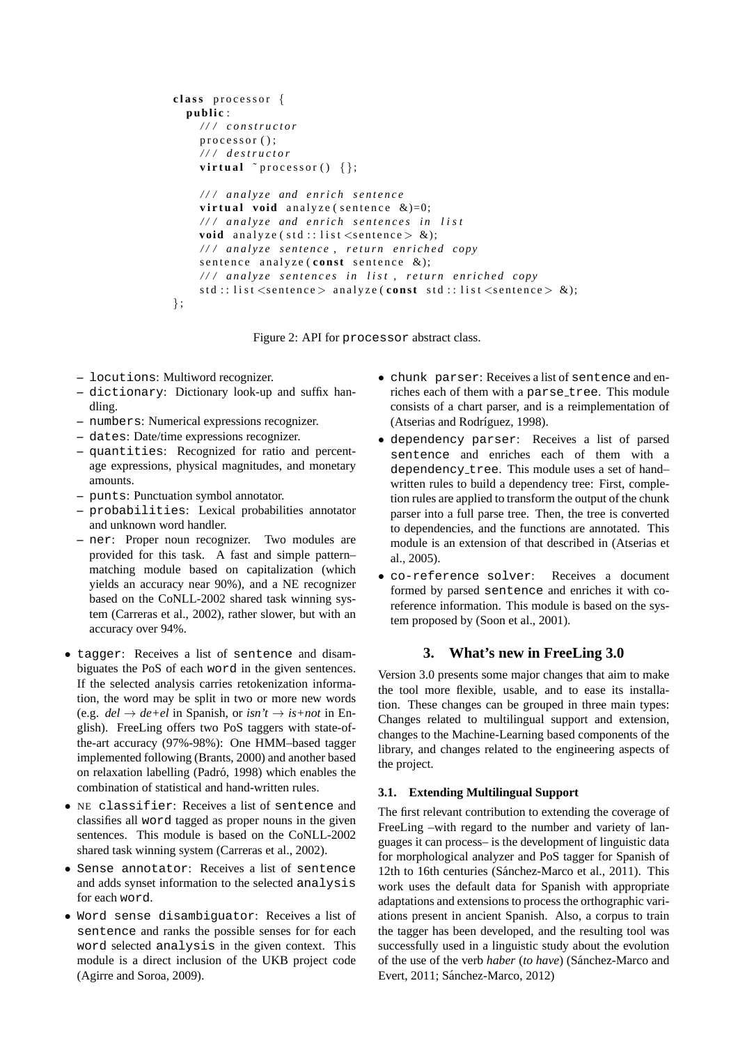```cpp
class processor {
  public:
    /// constructor
    processor();
    /// destructor
    virtual ~processor() {};

    /// analyze and enrich sentence
    virtual void analyze(sentence &)=0;
    /// analyze and enrich sentences in list
    void analyze(std::list<sentence> &);
    /// analyze sentence, return enriched copy
    sentence analyze(const sentence &);
    /// analyze sentences in list, return enriched copy
    std::list<sentence> analyze(const std::list<sentence> &);
};
```

Figure 2: API for `processor` abstract class.

- `locutions`: Multiword recognizer.
- `dictionary`: Dictionary look-up and suffix handling.
- `numbers`: Numerical expressions recognizer.
- `dates`: Date/time expressions recognizer.
- `quantities`: Recognized for ratio and percentage expressions, physical magnitudes, and monetary amounts.
- `punts`: Punctuation symbol annotator.
- `probabilities`: Lexical probabilities annotator and unknown word handler.
- `ner`: Proper noun recognizer. Two modules are provided for this task. A fast and simple pattern–matching module based on capitalization (which yields an accuracy near 90%), and a NE recognizer based on the CoNLL-2002 shared task winning system (Carreras et al., 2002), rather slower, but with an accuracy over 94%.

- `tagger`: Receives a list of `sentence` and disambiguates the PoS of each `word` in the given sentences. If the selected analysis carries retokenization information, the word may be split in two or more new words (e.g. *del* → *de+el* in Spanish, or *isn't* → *is+not* in English). FreeLing offers two PoS taggers with state-of-the-art accuracy (97%-98%): One HMM–based tagger implemented following (Brants, 2000) and another based on relaxation labelling (Padró, 1998) which enables the combination of statistical and hand-written rules.
- NE `classifier`: Receives a list of `sentence` and classifies all `word` tagged as proper nouns in the given sentences. This module is based on the CoNLL-2002 shared task winning system (Carreras et al., 2002).
- `Sense annotator`: Receives a list of `sentence` and adds synset information to the selected `analysis` for each `word`.
- `Word sense disambiguator`: Receives a list of `sentence` and ranks the possible senses for for each `word` selected `analysis` in the given context. This module is a direct inclusion of the UKB project code (Agirre and Soroa, 2009).
- `chunk parser`: Receives a list of `sentence` and enriches each of them with a `parse_tree`. This module consists of a chart parser, and is a reimplementation of (Atserias and Rodríguez, 1998).
- `dependency parser`: Receives a list of parsed `sentence` and enriches each of them with a `dependency_tree`. This module uses a set of hand–written rules to build a dependency tree: First, completion rules are applied to transform the output of the chunk parser into a full parse tree. Then, the tree is converted to dependencies, and the functions are annotated. This module is an extension of that described in (Atserias et al., 2005).
- `co-reference solver`: Receives a document formed by parsed `sentence` and enriches it with coreference information. This module is based on the system proposed by (Soon et al., 2001).

## 3. What's new in FreeLing 3.0

Version 3.0 presents some major changes that aim to make the tool more flexible, usable, and to ease its installation. These changes can be grouped in three main types: Changes related to multilingual support and extension, changes to the Machine-Learning based components of the library, and changes related to the engineering aspects of the project.

### 3.1. Extending Multilingual Support

The first relevant contribution to extending the coverage of FreeLing –with regard to the number and variety of languages it can process– is the development of linguistic data for morphological analyzer and PoS tagger for Spanish of 12th to 16th centuries (Sánchez-Marco et al., 2011). This work uses the default data for Spanish with appropriate adaptations and extensions to process the orthographic variations present in ancient Spanish. Also, a corpus to train the tagger has been developed, and the resulting tool was successfully used in a linguistic study about the evolution of the use of the verb *haber* (*to have*) (Sánchez-Marco and Evert, 2011; Sánchez-Marco, 2012)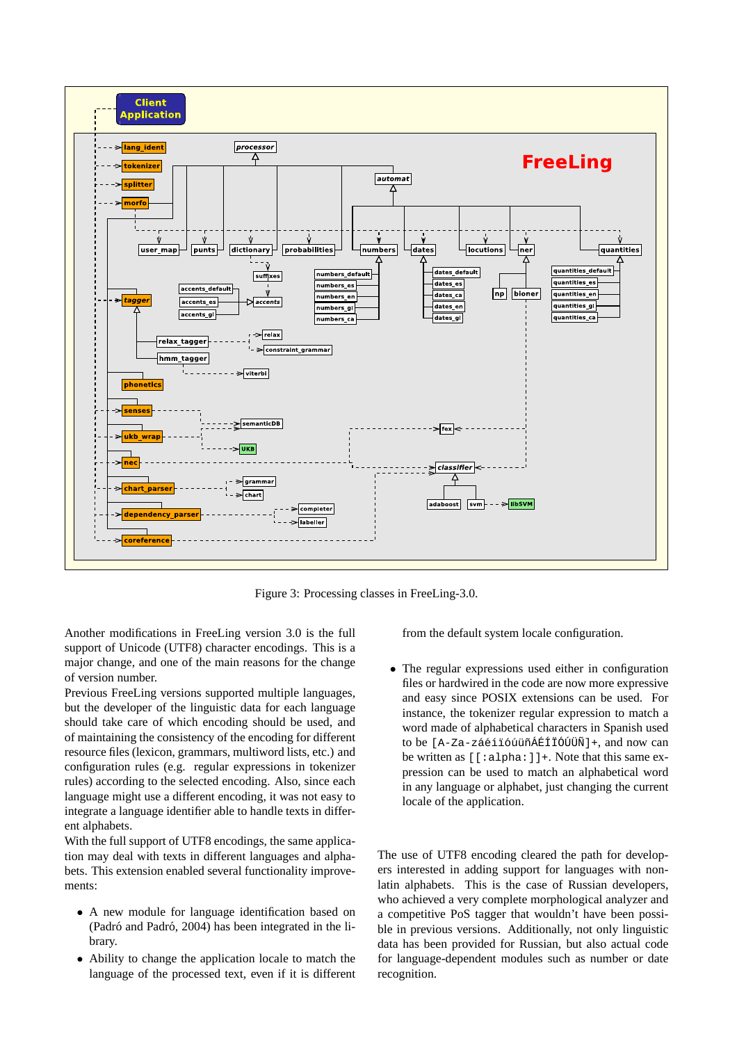Figure 3: Processing classes in FreeLing-3.0.

Another modifications in FreeLing version 3.0 is the full support of Unicode (UTF8) character encodings. This is a major change, and one of the main reasons for the change of version number.

Previous FreeLing versions supported multiple languages, but the developer of the linguistic data for each language should take care of which encoding should be used, and of maintaining the consistency of the encoding for different resource files (lexicon, grammars, multiword lists, etc.) and configuration rules (e.g. regular expressions in tokenizer rules) according to the selected encoding. Also, since each language might use a different encoding, it was not easy to integrate a language identifier able to handle texts in different alphabets.

With the full support of UTF8 encodings, the same application may deal with texts in different languages and alphabets. This extension enabled several functionality improvements:

- A new module for language identification based on (Padró and Padró, 2004) has been integrated in the library.
- Ability to change the application locale to match the language of the processed text, even if it is different from the default system locale configuration.
- The regular expressions used either in configuration files or hardwired in the code are now more expressive and easy since POSIX extensions can be used. For instance, the tokenizer regular expression to match a word made of alphabetical characters in Spanish used to be `[A-Za-záéíïóúüñÁÉÍÏÓÚÜÑ]+`, and now can be written as `[[:alpha:]]+`. Note that this same expression can be used to match an alphabetical word in any language or alphabet, just changing the current locale of the application.

The use of UTF8 encoding cleared the path for developers interested in adding support for languages with non-latin alphabets. This is the case of Russian developers, who achieved a very complete morphological analyzer and a competitive PoS tagger that wouldn't have been possible in previous versions. Additionally, not only linguistic data has been provided for Russian, but also actual code for language-dependent modules such as number or date recognition.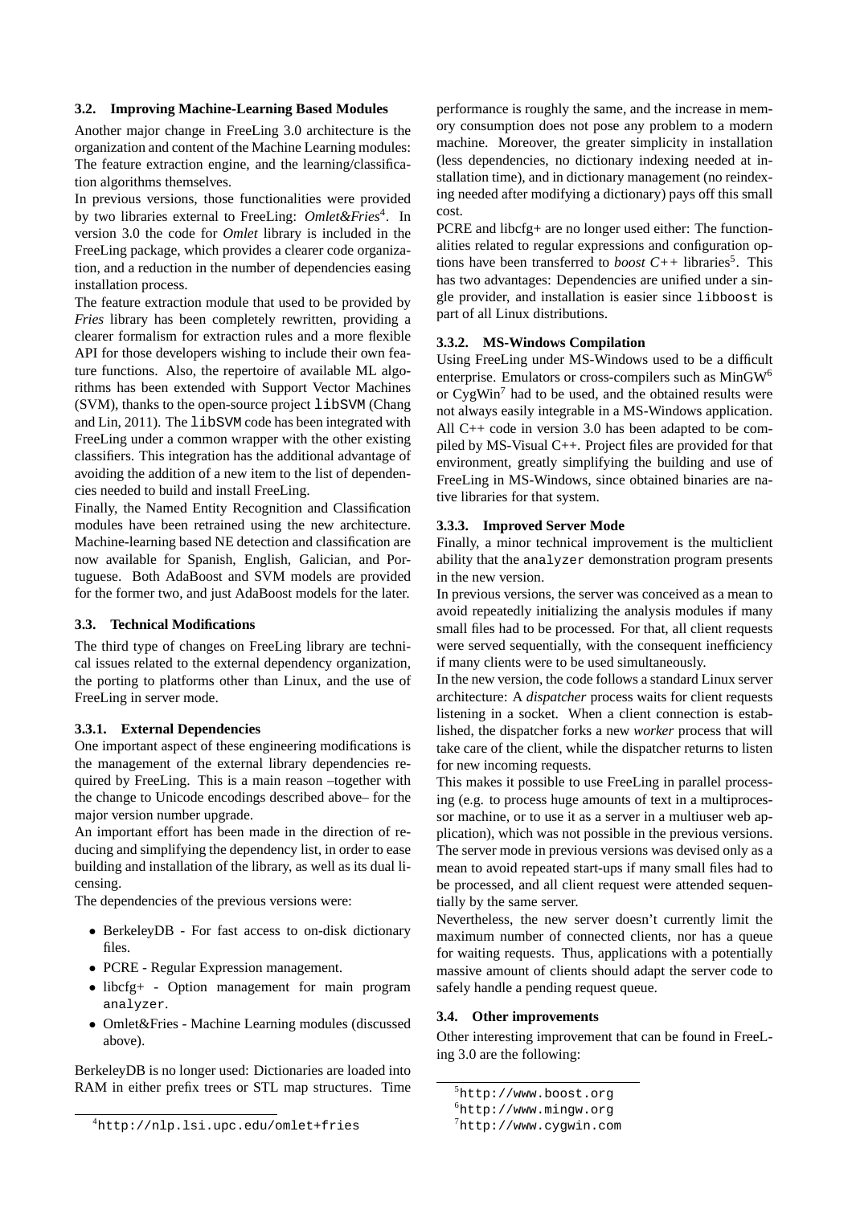### 3.2. Improving Machine-Learning Based Modules

Another major change in FreeLing 3.0 architecture is the organization and content of the Machine Learning modules: The feature extraction engine, and the learning/classification algorithms themselves.

In previous versions, those functionalities were provided by two libraries external to FreeLing: *Omlet&Fries*[4]. In version 3.0 the code for *Omlet* library is included in the FreeLing package, which provides a clearer code organization, and a reduction in the number of dependencies easing installation process.

The feature extraction module that used to be provided by *Fries* library has been completely rewritten, providing a clearer formalism for extraction rules and a more flexible API for those developers wishing to include their own feature functions. Also, the repertoire of available ML algorithms has been extended with Support Vector Machines (SVM), thanks to the open-source project `libSVM` (Chang and Lin, 2011). The `libSVM` code has been integrated with FreeLing under a common wrapper with the other existing classifiers. This integration has the additional advantage of avoiding the addition of a new item to the list of dependencies needed to build and install FreeLing.

Finally, the Named Entity Recognition and Classification modules have been retrained using the new architecture. Machine-learning based NE detection and classification are now available for Spanish, English, Galician, and Portuguese. Both AdaBoost and SVM models are provided for the former two, and just AdaBoost models for the later.

### 3.3. Technical Modifications

The third type of changes on FreeLing library are technical issues related to the external dependency organization, the porting to platforms other than Linux, and the use of FreeLing in server mode.

#### 3.3.1. External Dependencies

One important aspect of these engineering modifications is the management of the external library dependencies required by FreeLing. This is a main reason –together with the change to Unicode encodings described above– for the major version number upgrade.

An important effort has been made in the direction of reducing and simplifying the dependency list, in order to ease building and installation of the library, as well as its dual licensing.

The dependencies of the previous versions were:

- BerkeleyDB - For fast access to on-disk dictionary files.
- PCRE - Regular Expression management.
- libcfg+ - Option management for main program `analyzer`.
- Omlet&Fries - Machine Learning modules (discussed above).

BerkeleyDB is no longer used: Dictionaries are loaded into RAM in either prefix trees or STL map structures. Time performance is roughly the same, and the increase in memory consumption does not pose any problem to a modern machine. Moreover, the greater simplicity in installation (less dependencies, no dictionary indexing needed at installation time), and in dictionary management (no reindexing needed after modifying a dictionary) pays off this small cost.

PCRE and libcfg+ are no longer used either: The functionalities related to regular expressions and configuration options have been transferred to *boost C++* libraries[5]. This has two advantages: Dependencies are unified under a single provider, and installation is easier since `libboost` is part of all Linux distributions.

#### 3.3.2. MS-Windows Compilation

Using FreeLing under MS-Windows used to be a difficult enterprise. Emulators or cross-compilers such as MinGW[6] or CygWin[7] had to be used, and the obtained results were not always easily integrable in a MS-Windows application. All C++ code in version 3.0 has been adapted to be compiled by MS-Visual C++. Project files are provided for that environment, greatly simplifying the building and use of FreeLing in MS-Windows, since obtained binaries are native libraries for that system.

#### 3.3.3. Improved Server Mode

Finally, a minor technical improvement is the multiclient ability that the `analyzer` demonstration program presents in the new version.

In previous versions, the server was conceived as a mean to avoid repeatedly initializing the analysis modules if many small files had to be processed. For that, all client requests were served sequentially, with the consequent inefficiency if many clients were to be used simultaneously.

In the new version, the code follows a standard Linux server architecture: A *dispatcher* process waits for client requests listening in a socket. When a client connection is established, the dispatcher forks a new *worker* process that will take care of the client, while the dispatcher returns to listen for new incoming requests.

This makes it possible to use FreeLing in parallel processing (e.g. to process huge amounts of text in a multiprocessor machine, or to use it as a server in a multiuser web application), which was not possible in the previous versions. The server mode in previous versions was devised only as a mean to avoid repeated start-ups if many small files had to be processed, and all client request were attended sequentially by the same server.

Nevertheless, the new server doesn't currently limit the maximum number of connected clients, nor has a queue for waiting requests. Thus, applications with a potentially massive amount of clients should adapt the server code to safely handle a pending request queue.

### 3.4. Other improvements

Other interesting improvement that can be found in FreeLing 3.0 are the following:

---

[4] `http://nlp.lsi.upc.edu/omlet+fries`

[5] `http://www.boost.org`

[6] `http://www.mingw.org`

[7] `http://www.cygwin.com`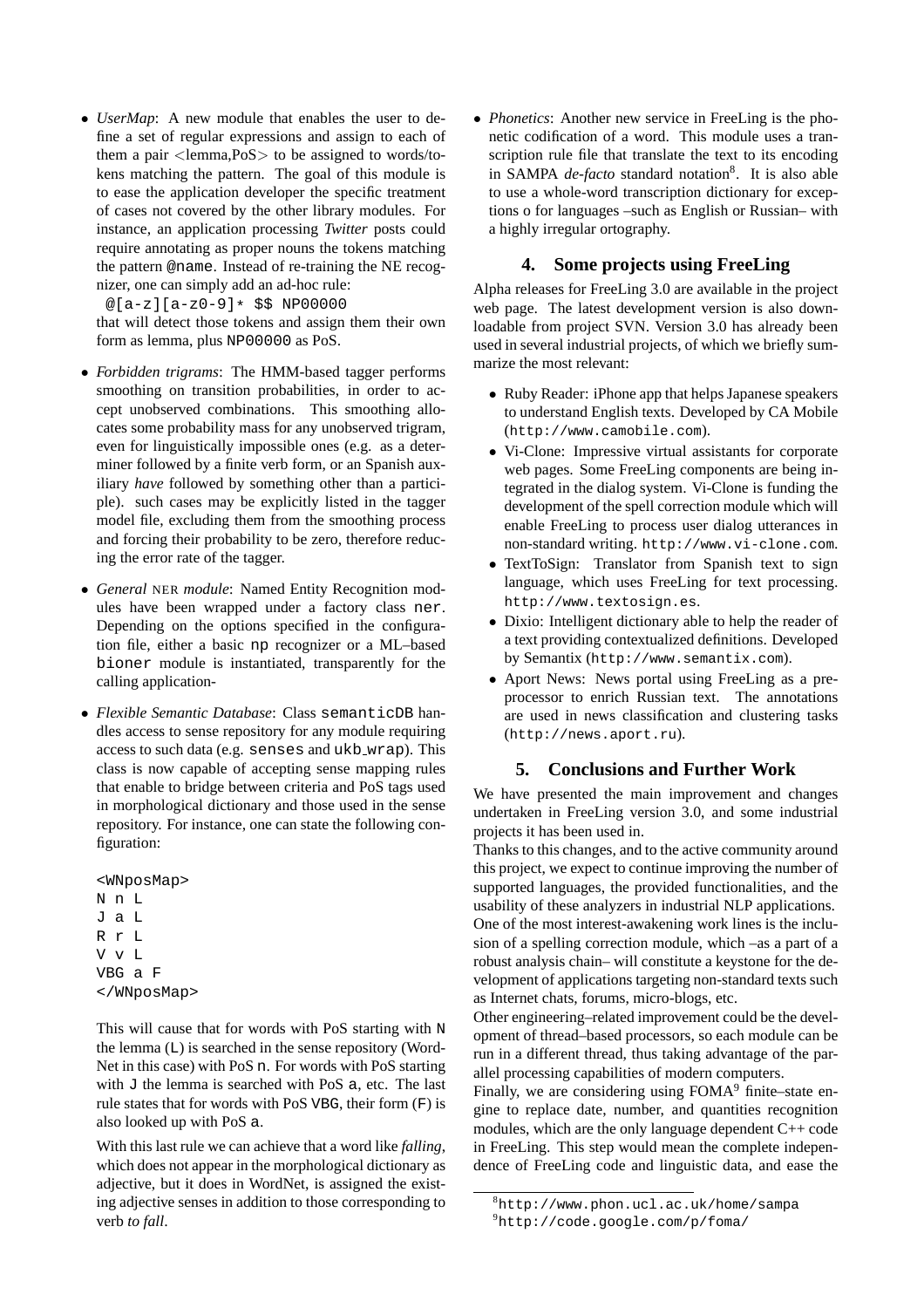- *UserMap*: A new module that enables the user to define a set of regular expressions and assign to each of them a pair <lemma,PoS> to be assigned to words/tokens matching the pattern. The goal of this module is to ease the application developer the specific treatment of cases not covered by the other library modules. For instance, an application processing *Twitter* posts could require annotating as proper nouns the tokens matching the pattern `@name`. Instead of re-training the NE recognizer, one can simply add an ad-hoc rule:

  `@[a-z][a-z0-9]* $$ NP00000`

  that will detect those tokens and assign them their own form as lemma, plus `NP00000` as PoS.

- *Forbidden trigrams*: The HMM-based tagger performs smoothing on transition probabilities, in order to accept unobserved combinations. This smoothing allocates some probability mass for any unobserved trigram, even for linguistically impossible ones (e.g. as a determiner followed by a finite verb form, or an Spanish auxiliary *have* followed by something other than a participle). such cases may be explicitly listed in the tagger model file, excluding them from the smoothing process and forcing their probability to be zero, therefore reducing the error rate of the tagger.

- *General* NER *module*: Named Entity Recognition modules have been wrapped under a factory class `ner`. Depending on the options specified in the configuration file, either a basic `np` recognizer or a ML–based `bioner` module is instantiated, transparently for the calling application-

- *Flexible Semantic Database*: Class `semanticDB` handles access to sense repository for any module requiring access to such data (e.g. `senses` and `ukb_wrap`). This class is now capable of accepting sense mapping rules that enable to bridge between criteria and PoS tags used in morphological dictionary and those used in the sense repository. For instance, one can state the following configuration:

  ```
  <WNposMap>
  N n L
  J a L
  R r L
  V v L
  VBG a F
  </WNposMap>
  ```

  This will cause that for words with PoS starting with `N` the lemma (`L`) is searched in the sense repository (WordNet in this case) with PoS `n`. For words with PoS starting with `J` the lemma is searched with PoS `a`, etc. The last rule states that for words with PoS `VBG`, their form (`F`) is also looked up with PoS `a`.

  With this last rule we can achieve that a word like *falling*, which does not appear in the morphological dictionary as adjective, but it does in WordNet, is assigned the existing adjective senses in addition to those corresponding to verb *to fall*.

- *Phonetics*: Another new service in FreeLing is the phonetic codification of a word. This module uses a transcription rule file that translate the text to its encoding in SAMPA *de-facto* standard notation[8]. It is also able to use a whole-word transcription dictionary for exceptions o for languages –such as English or Russian– with a highly irregular ortography.

## 4. Some projects using FreeLing

Alpha releases for FreeLing 3.0 are available in the project web page. The latest development version is also downloadable from project SVN. Version 3.0 has already been used in several industrial projects, of which we briefly summarize the most relevant:

- Ruby Reader: iPhone app that helps Japanese speakers to understand English texts. Developed by CA Mobile (`http://www.camobile.com`).
- Vi-Clone: Impressive virtual assistants for corporate web pages. Some FreeLing components are being integrated in the dialog system. Vi-Clone is funding the development of the spell correction module which will enable FreeLing to process user dialog utterances in non-standard writing. `http://www.vi-clone.com`.
- TextToSign: Translator from Spanish text to sign language, which uses FreeLing for text processing. `http://www.textosign.es`.
- Dixio: Intelligent dictionary able to help the reader of a text providing contextualized definitions. Developed by Semantix (`http://www.semantix.com`).
- Aport News: News portal using FreeLing as a preprocessor to enrich Russian text. The annotations are used in news classification and clustering tasks (`http://news.aport.ru`).

## 5. Conclusions and Further Work

We have presented the main improvement and changes undertaken in FreeLing version 3.0, and some industrial projects it has been used in.

Thanks to this changes, and to the active community around this project, we expect to continue improving the number of supported languages, the provided functionalities, and the usability of these analyzers in industrial NLP applications.

One of the most interest-awakening work lines is the inclusion of a spelling correction module, which –as a part of a robust analysis chain– will constitute a keystone for the development of applications targeting non-standard texts such as Internet chats, forums, micro-blogs, etc.

Other engineering–related improvement could be the development of thread–based processors, so each module can be run in a different thread, thus taking advantage of the parallel processing capabilities of modern computers.

Finally, we are considering using FOMA[9] finite–state engine to replace date, number, and quantities recognition modules, which are the only language dependent C++ code in FreeLing. This step would mean the complete independence of FreeLing code and linguistic data, and ease the

[8] `http://www.phon.ucl.ac.uk/home/sampa`

[9] `http://code.google.com/p/foma/`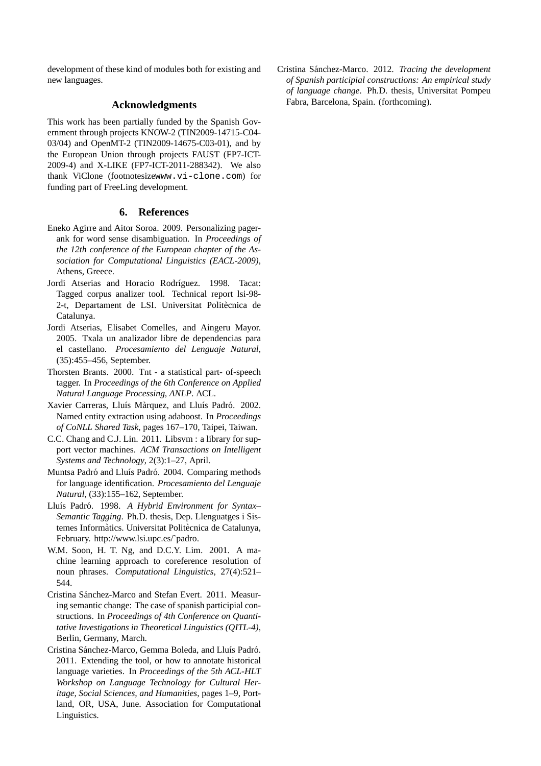development of these kind of modules both for existing and new languages.

## Acknowledgments

This work has been partially funded by the Spanish Government through projects KNOW-2 (TIN2009-14715-C04-03/04) and OpenMT-2 (TIN2009-14675-C03-01), and by the European Union through projects FAUST (FP7-ICT-2009-4) and X-LIKE (FP7-ICT-2011-288342). We also thank ViClone (footnotesize`www.vi-clone.com`) for funding part of FreeLing development.

## 6. References

Eneko Agirre and Aitor Soroa. 2009. Personalizing pagerank for word sense disambiguation. In *Proceedings of the 12th conference of the European chapter of the Association for Computational Linguistics (EACL-2009)*, Athens, Greece.

Jordi Atserias and Horacio Rodríguez. 1998. Tacat: Tagged corpus analizer tool. Technical report lsi-98-2-t, Departament de LSI. Universitat Politècnica de Catalunya.

Jordi Atserias, Elisabet Comelles, and Aingeru Mayor. 2005. Txala un analizador libre de dependencias para el castellano. *Procesamiento del Lenguaje Natural*, (35):455–456, September.

Thorsten Brants. 2000. Tnt - a statistical part- of-speech tagger. In *Proceedings of the 6th Conference on Applied Natural Language Processing, ANLP*. ACL.

Xavier Carreras, Lluís Màrquez, and Lluís Padró. 2002. Named entity extraction using adaboost. In *Proceedings of CoNLL Shared Task*, pages 167–170, Taipei, Taiwan.

C.C. Chang and C.J. Lin. 2011. Libsvm : a library for support vector machines. *ACM Transactions on Intelligent Systems and Technology*, 2(3):1–27, April.

Muntsa Padró and Lluís Padró. 2004. Comparing methods for language identification. *Procesamiento del Lenguaje Natural*, (33):155–162, September.

Lluís Padró. 1998. *A Hybrid Environment for Syntax–Semantic Tagging*. Ph.D. thesis, Dep. Llenguatges i Sistemes Informàtics. Universitat Politècnica de Catalunya, February. http://www.lsi.upc.es/˜padro.

W.M. Soon, H. T. Ng, and D.C.Y. Lim. 2001. A machine learning approach to coreference resolution of noun phrases. *Computational Linguistics*, 27(4):521–544.

Cristina Sánchez-Marco and Stefan Evert. 2011. Measuring semantic change: The case of spanish participial constructions. In *Proceedings of 4th Conference on Quantitative Investigations in Theoretical Linguistics (QITL-4)*, Berlin, Germany, March.

Cristina Sánchez-Marco, Gemma Boleda, and Lluís Padró. 2011. Extending the tool, or how to annotate historical language varieties. In *Proceedings of the 5th ACL-HLT Workshop on Language Technology for Cultural Heritage, Social Sciences, and Humanities*, pages 1–9, Portland, OR, USA, June. Association for Computational Linguistics.

Cristina Sánchez-Marco. 2012. *Tracing the development of Spanish participial constructions: An empirical study of language change*. Ph.D. thesis, Universitat Pompeu Fabra, Barcelona, Spain. (forthcoming).